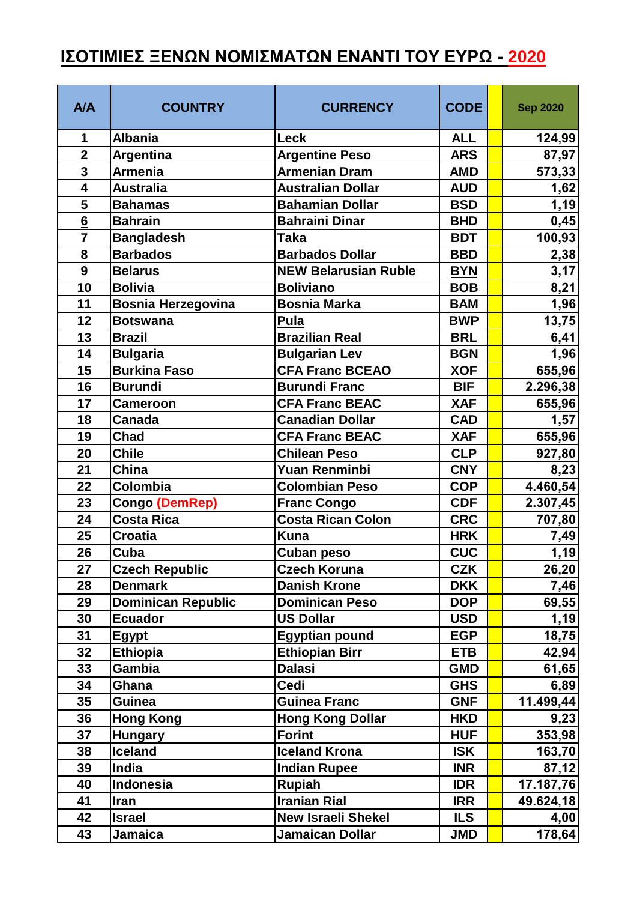# ΙΣΟΤΙΜΙΕΣ ΞΕΝΩΝ ΝΟΜΙΣΜΑΤΩΝ ΕΝΑΝΤΙ ΤΟΥ ΕΥΡΩ - 2020

| A/A | COUNTRY | CURRENCY | CODE | | Sep 2020 |
|---|---|---|---|---|---|
| 1 | Albania | Leck | ALL | | 124,99 |
| 2 | Argentina | Argentine Peso | ARS | | 87,97 |
| 3 | Armenia | Armenian Dram | AMD | | 573,33 |
| 4 | Australia | Australian Dollar | AUD | | 1,62 |
| 5 | Bahamas | Bahamian Dollar | BSD | | 1,19 |
| 6 | Bahrain | Bahraini Dinar | BHD | | 0,45 |
| 7 | Bangladesh | Taka | BDT | | 100,93 |
| 8 | Barbados | Barbados Dollar | BBD | | 2,38 |
| 9 | Belarus | NEW Belarusian Ruble | BYN | | 3,17 |
| 10 | Bolivia | Boliviano | BOB | | 8,21 |
| 11 | Bosnia Herzegovina | Bosnia Marka | BAM | | 1,96 |
| 12 | Botswana | Pula | BWP | | 13,75 |
| 13 | Brazil | Brazilian Real | BRL | | 6,41 |
| 14 | Bulgaria | Bulgarian Lev | BGN | | 1,96 |
| 15 | Burkina Faso | CFA Franc BCEAO | XOF | | 655,96 |
| 16 | Burundi | Burundi Franc | BIF | | 2.296,38 |
| 17 | Cameroon | CFA Franc BEAC | XAF | | 655,96 |
| 18 | Canada | Canadian Dollar | CAD | | 1,57 |
| 19 | Chad | CFA Franc BEAC | XAF | | 655,96 |
| 20 | Chile | Chilean Peso | CLP | | 927,80 |
| 21 | China | Yuan Renminbi | CNY | | 8,23 |
| 22 | Colombia | Colombian Peso | COP | | 4.460,54 |
| 23 | Congo (DemRep) | Franc Congo | CDF | | 2.307,45 |
| 24 | Costa Rica | Costa Rican Colon | CRC | | 707,80 |
| 25 | Croatia | Kuna | HRK | | 7,49 |
| 26 | Cuba | Cuban peso | CUC | | 1,19 |
| 27 | Czech Republic | Czech Koruna | CZK | | 26,20 |
| 28 | Denmark | Danish Krone | DKK | | 7,46 |
| 29 | Dominican Republic | Dominican Peso | DOP | | 69,55 |
| 30 | Ecuador | US Dollar | USD | | 1,19 |
| 31 | Egypt | Egyptian pound | EGP | | 18,75 |
| 32 | Ethiopia | Ethiopian Birr | ETB | | 42,94 |
| 33 | Gambia | Dalasi | GMD | | 61,65 |
| 34 | Ghana | Cedi | GHS | | 6,89 |
| 35 | Guinea | Guinea Franc | GNF | | 11.499,44 |
| 36 | Hong Kong | Hong Kong Dollar | HKD | | 9,23 |
| 37 | Hungary | Forint | HUF | | 353,98 |
| 38 | Iceland | Iceland Krona | ISK | | 163,70 |
| 39 | India | Indian Rupee | INR | | 87,12 |
| 40 | Indonesia | Rupiah | IDR | | 17.187,76 |
| 41 | Iran | Iranian Rial | IRR | | 49.624,18 |
| 42 | Israel | New Israeli Shekel | ILS | | 4,00 |
| 43 | Jamaica | Jamaican Dollar | JMD | | 178,64 |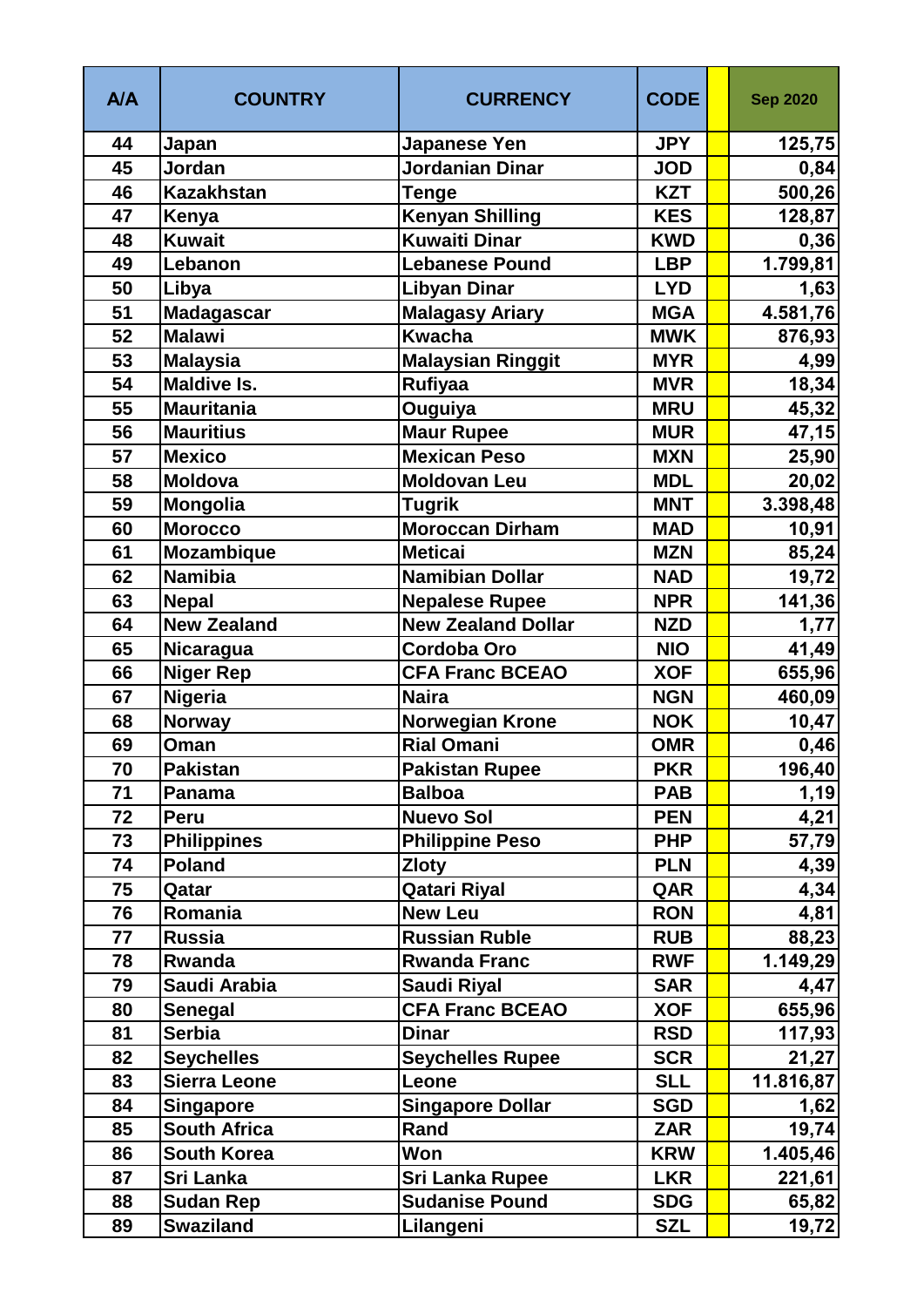| A/A | COUNTRY | CURRENCY | CODE | | Sep 2020 |
|---|---|---|---|---|---|
| 44 | Japan | Japanese Yen | JPY | | 125,75 |
| 45 | Jordan | Jordanian Dinar | JOD | | 0,84 |
| 46 | Kazakhstan | Tenge | KZT | | 500,26 |
| 47 | Kenya | Kenyan Shilling | KES | | 128,87 |
| 48 | Kuwait | Kuwaiti Dinar | KWD | | 0,36 |
| 49 | Lebanon | Lebanese Pound | LBP | | 1.799,81 |
| 50 | Libya | Libyan Dinar | LYD | | 1,63 |
| 51 | Madagascar | Malagasy Ariary | MGA | | 4.581,76 |
| 52 | Malawi | Kwacha | MWK | | 876,93 |
| 53 | Malaysia | Malaysian Ringgit | MYR | | 4,99 |
| 54 | Maldive Is. | Rufiyaa | MVR | | 18,34 |
| 55 | Mauritania | Ouguiya | MRU | | 45,32 |
| 56 | Mauritius | Maur Rupee | MUR | | 47,15 |
| 57 | Mexico | Mexican Peso | MXN | | 25,90 |
| 58 | Moldova | Moldovan Leu | MDL | | 20,02 |
| 59 | Mongolia | Tugrik | MNT | | 3.398,48 |
| 60 | Morocco | Moroccan Dirham | MAD | | 10,91 |
| 61 | Mozambique | Meticai | MZN | | 85,24 |
| 62 | Namibia | Namibian Dollar | NAD | | 19,72 |
| 63 | Nepal | Nepalese Rupee | NPR | | 141,36 |
| 64 | New Zealand | New Zealand Dollar | NZD | | 1,77 |
| 65 | Nicaragua | Cordoba Oro | NIO | | 41,49 |
| 66 | Niger Rep | CFA Franc BCEAO | XOF | | 655,96 |
| 67 | Nigeria | Naira | NGN | | 460,09 |
| 68 | Norway | Norwegian Krone | NOK | | 10,47 |
| 69 | Oman | Rial Omani | OMR | | 0,46 |
| 70 | Pakistan | Pakistan Rupee | PKR | | 196,40 |
| 71 | Panama | Balboa | PAB | | 1,19 |
| 72 | Peru | Nuevo Sol | PEN | | 4,21 |
| 73 | Philippines | Philippine Peso | PHP | | 57,79 |
| 74 | Poland | Zloty | PLN | | 4,39 |
| 75 | Qatar | Qatari Riyal | QAR | | 4,34 |
| 76 | Romania | New Leu | RON | | 4,81 |
| 77 | Russia | Russian Ruble | RUB | | 88,23 |
| 78 | Rwanda | Rwanda Franc | RWF | | 1.149,29 |
| 79 | Saudi Arabia | Saudi Riyal | SAR | | 4,47 |
| 80 | Senegal | CFA Franc BCEAO | XOF | | 655,96 |
| 81 | Serbia | Dinar | RSD | | 117,93 |
| 82 | Seychelles | Seychelles Rupee | SCR | | 21,27 |
| 83 | Sierra Leone | Leone | SLL | | 11.816,87 |
| 84 | Singapore | Singapore Dollar | SGD | | 1,62 |
| 85 | South Africa | Rand | ZAR | | 19,74 |
| 86 | South Korea | Won | KRW | | 1.405,46 |
| 87 | Sri Lanka | Sri Lanka Rupee | LKR | | 221,61 |
| 88 | Sudan Rep | Sudanise Pound | SDG | | 65,82 |
| 89 | Swaziland | Lilangeni | SZL | | 19,72 |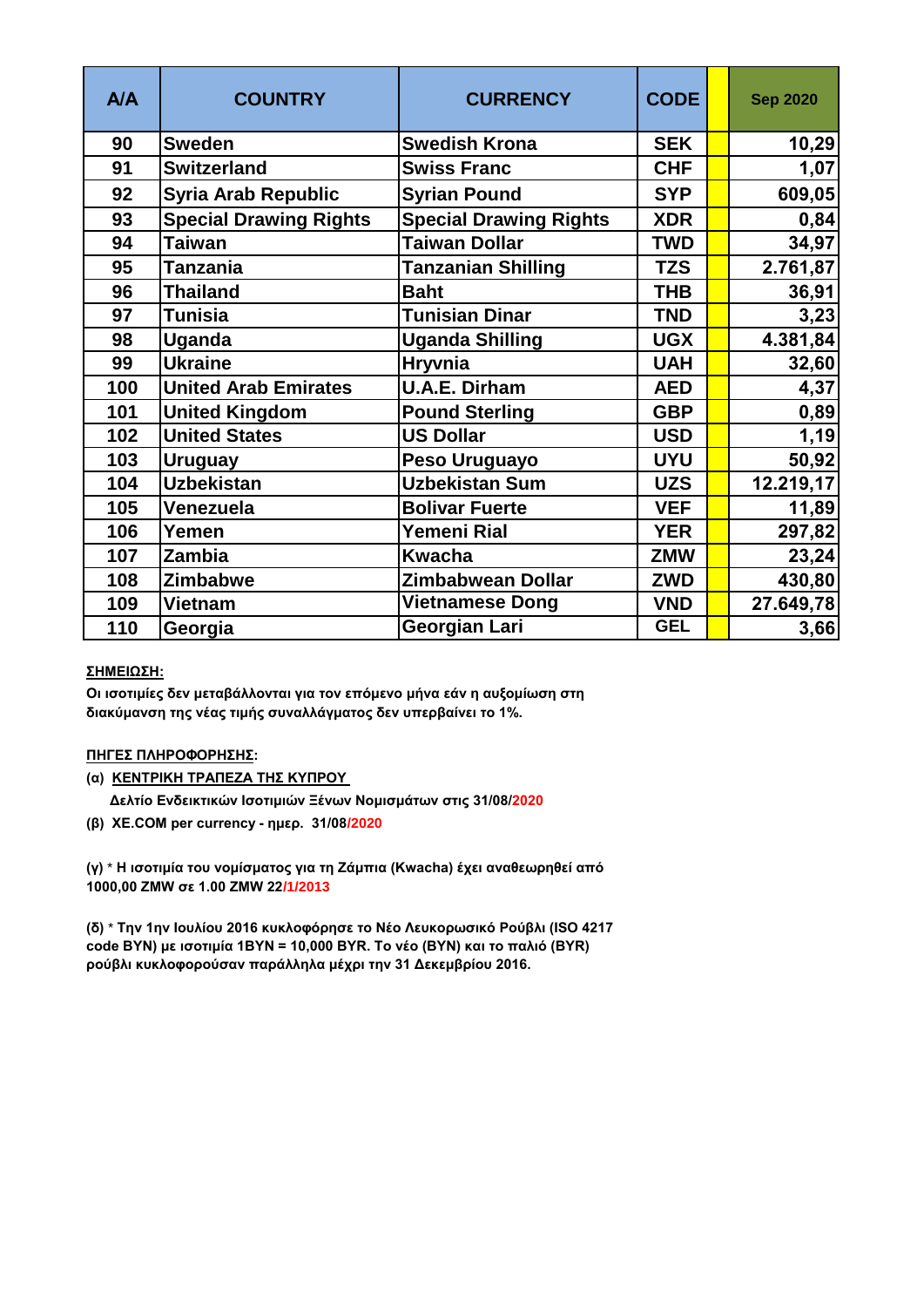| A/A | COUNTRY | CURRENCY | CODE | | Sep 2020 |
|---|---|---|---|---|---|
| 90 | Sweden | Swedish Krona | SEK | | 10,29 |
| 91 | Switzerland | Swiss Franc | CHF | | 1,07 |
| 92 | Syria Arab Republic | Syrian Pound | SYP | | 609,05 |
| 93 | Special Drawing Rights | Special Drawing Rights | XDR | | 0,84 |
| 94 | Taiwan | Taiwan Dollar | TWD | | 34,97 |
| 95 | Tanzania | Tanzanian Shilling | TZS | | 2.761,87 |
| 96 | Thailand | Baht | THB | | 36,91 |
| 97 | Tunisia | Tunisian Dinar | TND | | 3,23 |
| 98 | Uganda | Uganda Shilling | UGX | | 4.381,84 |
| 99 | Ukraine | Hryvnia | UAH | | 32,60 |
| 100 | United Arab Emirates | U.A.E. Dirham | AED | | 4,37 |
| 101 | United Kingdom | Pound Sterling | GBP | | 0,89 |
| 102 | United States | US Dollar | USD | | 1,19 |
| 103 | Uruguay | Peso Uruguayo | UYU | | 50,92 |
| 104 | Uzbekistan | Uzbekistan Sum | UZS | | 12.219,17 |
| 105 | Venezuela | Bolivar Fuerte | VEF | | 11,89 |
| 106 | Yemen | Yemeni Rial | YER | | 297,82 |
| 107 | Zambia | Kwacha | ZMW | | 23,24 |
| 108 | Zimbabwe | Zimbabwean Dollar | ZWD | | 430,80 |
| 109 | Vietnam | Vietnamese Dong | VND | | 27.649,78 |
| 110 | Georgia | Georgian Lari | GEL | | 3,66 |

**ΣΗΜΕΙΩΣΗ:**

**Οι ισοτιμίες δεν μεταβάλλονται για τον επόμενο μήνα εάν η αυξομίωση στη διακύμανση της νέας τιμής συναλλάγματος δεν υπερβαίνει το 1%.**

**ΠΗΓΕΣ ΠΛΗΡΟΦΟΡΗΣΗΣ:**

**(α) ΚΕΝΤΡΙΚΗ ΤΡΑΠΕΖΑ ΤΗΣ ΚΥΠΡΟΥ**

**Δελτίο Ενδεικτικών Ισοτιμιών Ξένων Νομισμάτων στις 31/08/2020**

**(β) XE.COM per currency - ημερ. 31/08/2020**

**(γ) * Η ισοτιμία του νομίσματος για τη Ζάμπια (Kwacha) έχει αναθεωρηθεί από 1000,00 ZMW σε 1.00 ZMW 22/1/2013**

**(δ) * Την 1ην Ιουλίου 2016 κυκλοφόρησε το Νέο Λευκορωσικό Ρούβλι (ISO 4217 code BYN) με ισοτιμία 1BYN = 10,000 BYR. Το νέο (BYN) και το παλιό (BYR) ρούβλι κυκλοφορούσαν παράλληλα μέχρι την 31 Δεκεμβρίου 2016.**